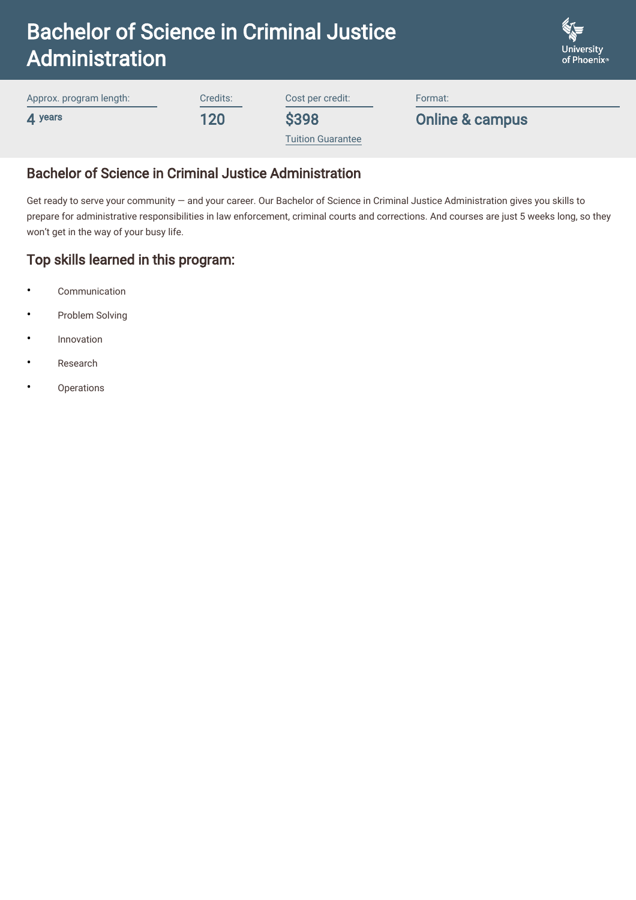# Bachelor of Science in Criminal Justice Administration

University of Phoenix

| Approx. program length: | Credits: | Cost per credit: | Format: |
|---|---|---|---|
| 4 years | 120 | $398 Tuition Guarantee | Online & campus |

## Bachelor of Science in Criminal Justice Administration

Get ready to serve your community — and your career. Our Bachelor of Science in Criminal Justice Administration gives you skills to prepare for administrative responsibilities in law enforcement, criminal courts and corrections. And courses are just 5 weeks long, so they won't get in the way of your busy life.

## Top skills learned in this program:

- Communication
- Problem Solving
- Innovation
- Research
- Operations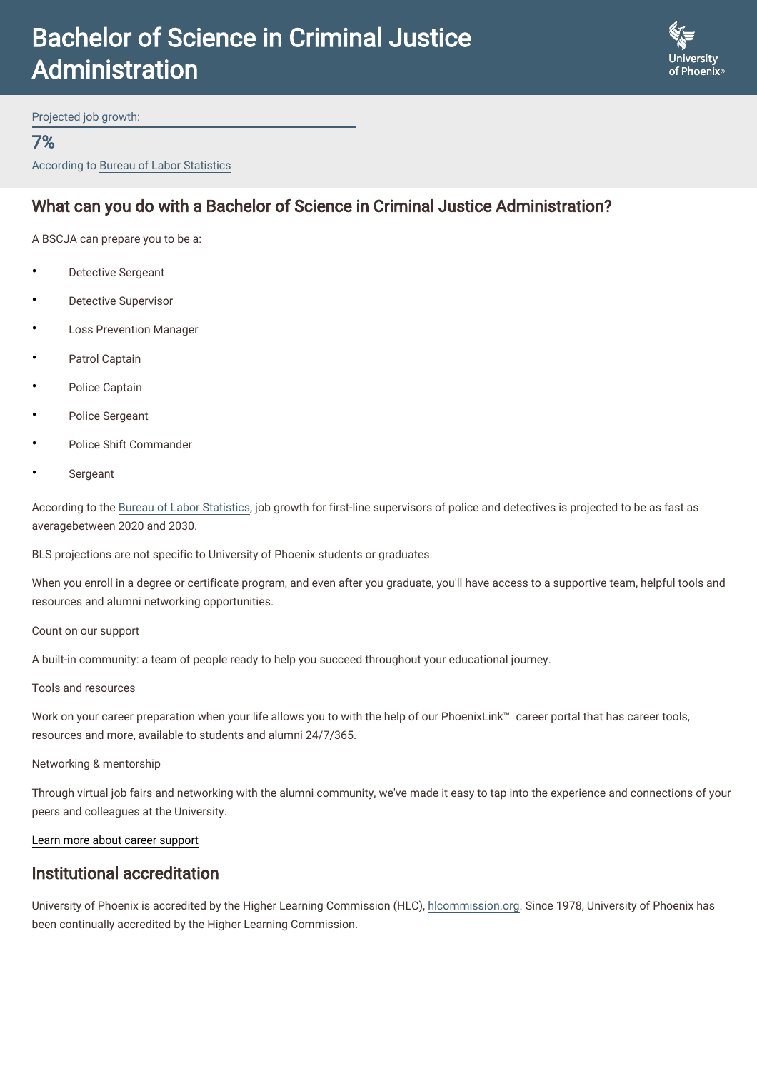# Bachelor of Science in Criminal Justice Administration

Projected job growth:

**7%**

According to Bureau of Labor Statistics

## What can you do with a Bachelor of Science in Criminal Justice Administration?

A BSCJA can prepare you to be a:

- Detective Sergeant
- Detective Supervisor
- Loss Prevention Manager
- Patrol Captain
- Police Captain
- Police Sergeant
- Police Shift Commander
- Sergeant

According to the Bureau of Labor Statistics, job growth for first-line supervisors of police and detectives is projected to be as fast as averagebetween 2020 and 2030.

BLS projections are not specific to University of Phoenix students or graduates.

When you enroll in a degree or certificate program, and even after you graduate, you'll have access to a supportive team, helpful tools and resources and alumni networking opportunities.

Count on our support

A built-in community: a team of people ready to help you succeed throughout your educational journey.

Tools and resources

Work on your career preparation when your life allows you to with the help of our PhoenixLink™ career portal that has career tools, resources and more, available to students and alumni 24/7/365.

Networking & mentorship

Through virtual job fairs and networking with the alumni community, we've made it easy to tap into the experience and connections of your peers and colleagues at the University.

Learn more about career support

## Institutional accreditation

University of Phoenix is accredited by the Higher Learning Commission (HLC), hlcommission.org. Since 1978, University of Phoenix has been continually accredited by the Higher Learning Commission.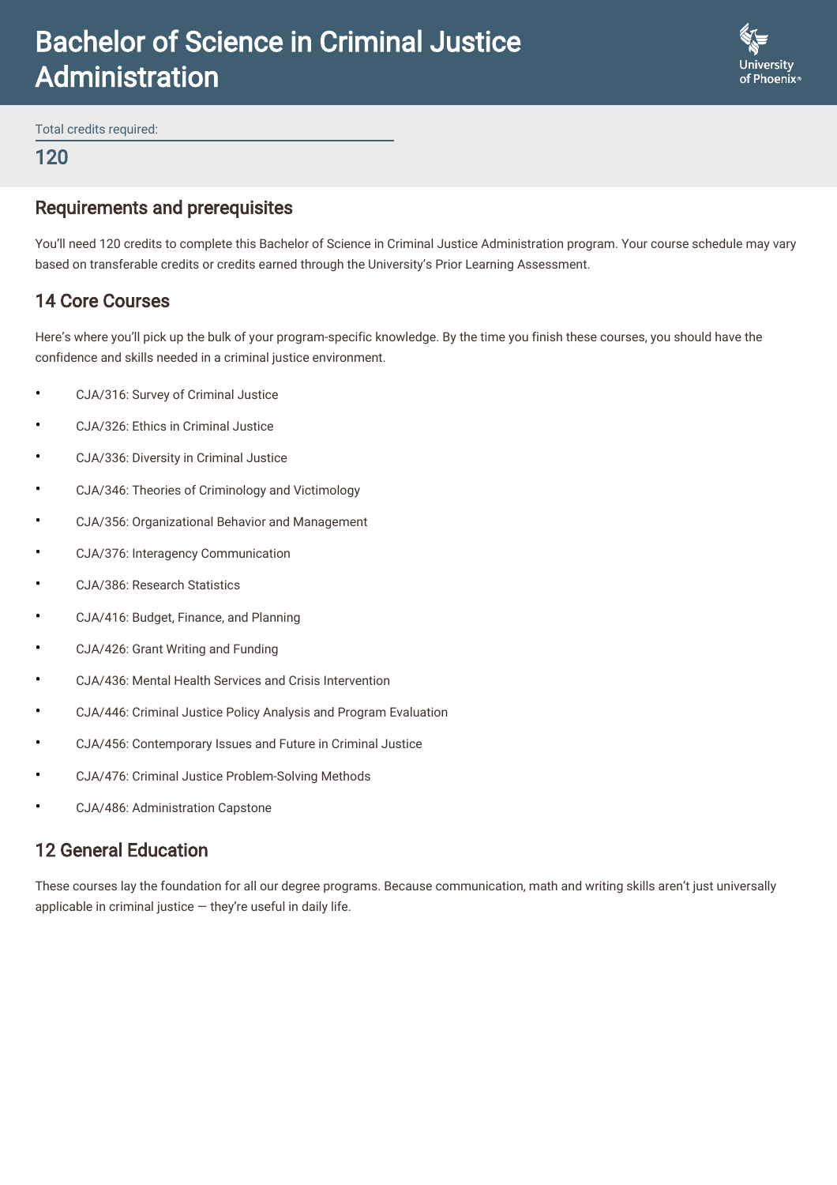# Bachelor of Science in Criminal Justice Administration

Total credits required:

**120**

## Requirements and prerequisites

You'll need 120 credits to complete this Bachelor of Science in Criminal Justice Administration program. Your course schedule may vary based on transferable credits or credits earned through the University's Prior Learning Assessment.

## 14 Core Courses

Here's where you'll pick up the bulk of your program-specific knowledge. By the time you finish these courses, you should have the confidence and skills needed in a criminal justice environment.

- CJA/316: Survey of Criminal Justice
- CJA/326: Ethics in Criminal Justice
- CJA/336: Diversity in Criminal Justice
- CJA/346: Theories of Criminology and Victimology
- CJA/356: Organizational Behavior and Management
- CJA/376: Interagency Communication
- CJA/386: Research Statistics
- CJA/416: Budget, Finance, and Planning
- CJA/426: Grant Writing and Funding
- CJA/436: Mental Health Services and Crisis Intervention
- CJA/446: Criminal Justice Policy Analysis and Program Evaluation
- CJA/456: Contemporary Issues and Future in Criminal Justice
- CJA/476: Criminal Justice Problem-Solving Methods
- CJA/486: Administration Capstone

## 12 General Education

These courses lay the foundation for all our degree programs. Because communication, math and writing skills aren't just universally applicable in criminal justice — they're useful in daily life.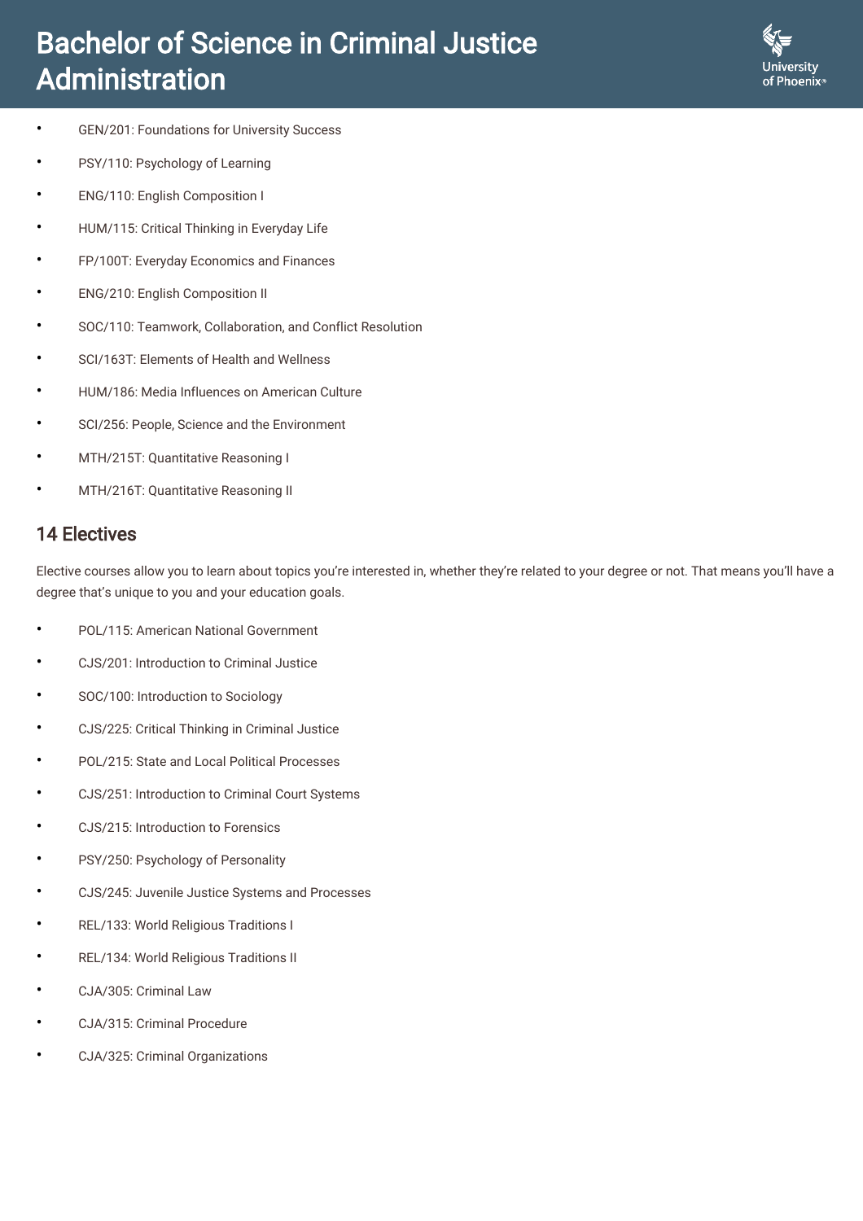- GEN/201: Foundations for University Success
- PSY/110: Psychology of Learning
- ENG/110: English Composition I
- HUM/115: Critical Thinking in Everyday Life
- FP/100T: Everyday Economics and Finances
- ENG/210: English Composition II
- SOC/110: Teamwork, Collaboration, and Conflict Resolution
- SCI/163T: Elements of Health and Wellness
- HUM/186: Media Influences on American Culture
- SCI/256: People, Science and the Environment
- MTH/215T: Quantitative Reasoning I
- MTH/216T: Quantitative Reasoning II

## 14 Electives

Elective courses allow you to learn about topics you're interested in, whether they're related to your degree or not. That means you'll have a degree that's unique to you and your education goals.

- POL/115: American National Government
- CJS/201: Introduction to Criminal Justice
- SOC/100: Introduction to Sociology
- CJS/225: Critical Thinking in Criminal Justice
- POL/215: State and Local Political Processes
- CJS/251: Introduction to Criminal Court Systems
- CJS/215: Introduction to Forensics
- PSY/250: Psychology of Personality
- CJS/245: Juvenile Justice Systems and Processes
- REL/133: World Religious Traditions I
- REL/134: World Religious Traditions II
- CJA/305: Criminal Law
- CJA/315: Criminal Procedure
- CJA/325: Criminal Organizations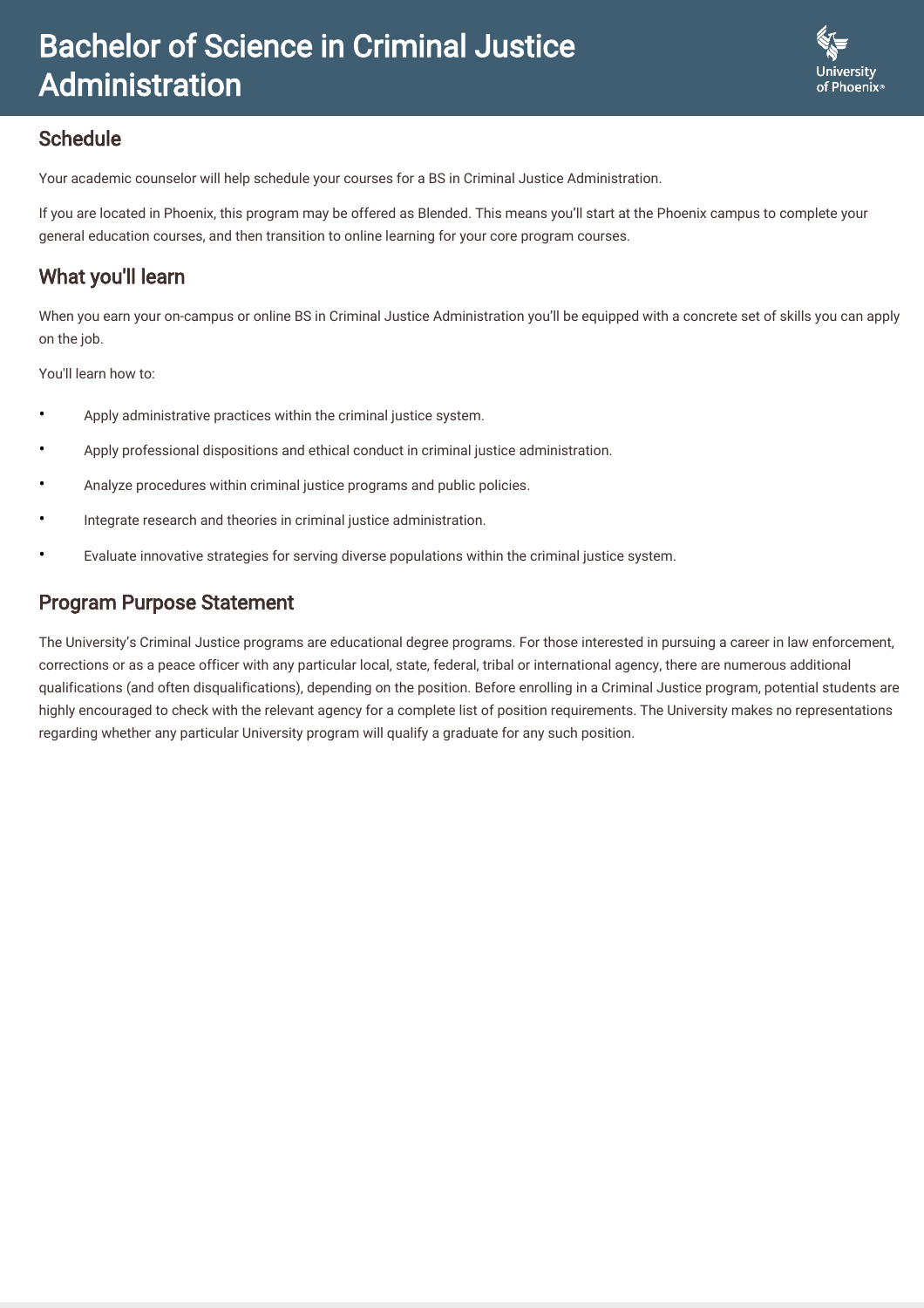# Bachelor of Science in Criminal Justice Administration

## Schedule

Your academic counselor will help schedule your courses for a BS in Criminal Justice Administration.

If you are located in Phoenix, this program may be offered as Blended. This means you'll start at the Phoenix campus to complete your general education courses, and then transition to online learning for your core program courses.

## What you'll learn

When you earn your on-campus or online BS in Criminal Justice Administration you'll be equipped with a concrete set of skills you can apply on the job.

You'll learn how to:

- Apply administrative practices within the criminal justice system.
- Apply professional dispositions and ethical conduct in criminal justice administration.
- Analyze procedures within criminal justice programs and public policies.
- Integrate research and theories in criminal justice administration.
- Evaluate innovative strategies for serving diverse populations within the criminal justice system.

## Program Purpose Statement

The University's Criminal Justice programs are educational degree programs. For those interested in pursuing a career in law enforcement, corrections or as a peace officer with any particular local, state, federal, tribal or international agency, there are numerous additional qualifications (and often disqualifications), depending on the position. Before enrolling in a Criminal Justice program, potential students are highly encouraged to check with the relevant agency for a complete list of position requirements. The University makes no representations regarding whether any particular University program will qualify a graduate for any such position.